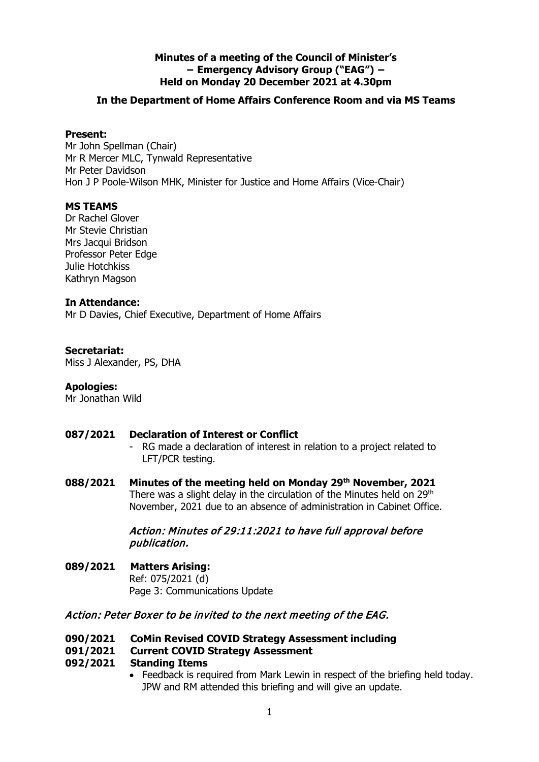**Minutes of a meeting of the Council of Minister's**
**– Emergency Advisory Group ("EAG") –**
**Held on Monday 20 December 2021 at 4.30pm**

**In the Department of Home Affairs Conference Room and via MS Teams**

**Present:**
Mr John Spellman (Chair)
Mr R Mercer MLC, Tynwald Representative
Mr Peter Davidson
Hon J P Poole-Wilson MHK, Minister for Justice and Home Affairs (Vice-Chair)

**MS TEAMS**
Dr Rachel Glover
Mr Stevie Christian
Mrs Jacqui Bridson
Professor Peter Edge
Julie Hotchkiss
Kathryn Magson

**In Attendance:**
Mr D Davies, Chief Executive, Department of Home Affairs

**Secretariat:**
Miss J Alexander, PS, DHA

**Apologies:**
Mr Jonathan Wild

**087/2021 Declaration of Interest or Conflict**

- RG made a declaration of interest in relation to a project related to LFT/PCR testing.

**088/2021 Minutes of the meeting held on Monday 29th November, 2021**

There was a slight delay in the circulation of the Minutes held on 29th November, 2021 due to an absence of administration in Cabinet Office.

*Action: Minutes of 29:11:2021 to have full approval before publication.*

**089/2021 Matters Arising:**

Ref: 075/2021 (d)
Page 3: Communications Update

*Action: Peter Boxer to be invited to the next meeting of the EAG.*

**090/2021 CoMin Revised COVID Strategy Assessment including**
**091/2021 Current COVID Strategy Assessment**
**092/2021 Standing Items**

- Feedback is required from Mark Lewin in respect of the briefing held today. JPW and RM attended this briefing and will give an update.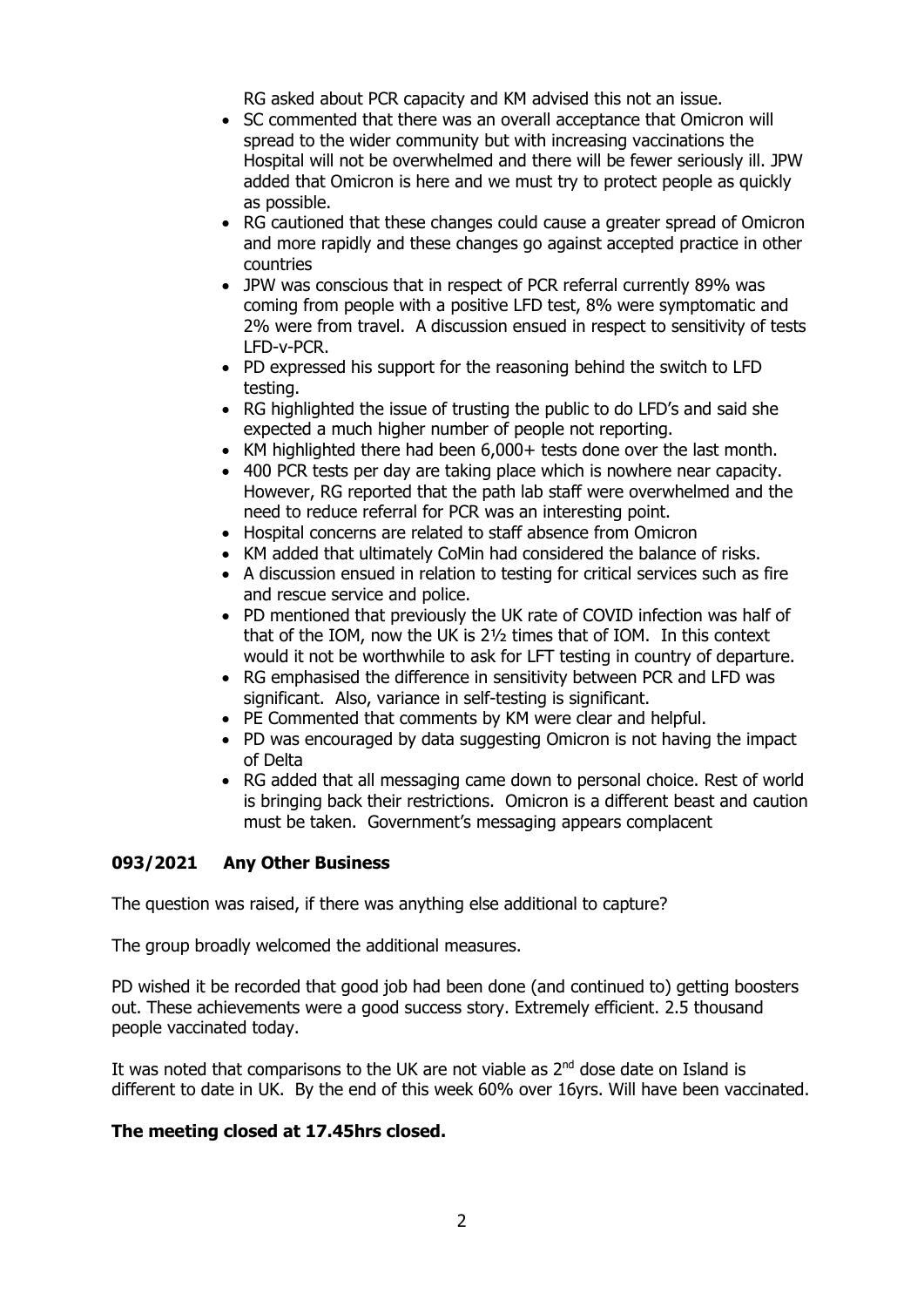RG asked about PCR capacity and KM advised this not an issue.

- SC commented that there was an overall acceptance that Omicron will spread to the wider community but with increasing vaccinations the Hospital will not be overwhelmed and there will be fewer seriously ill. JPW added that Omicron is here and we must try to protect people as quickly as possible.
- RG cautioned that these changes could cause a greater spread of Omicron and more rapidly and these changes go against accepted practice in other countries
- JPW was conscious that in respect of PCR referral currently 89% was coming from people with a positive LFD test, 8% were symptomatic and 2% were from travel. A discussion ensued in respect to sensitivity of tests LFD-v-PCR.
- PD expressed his support for the reasoning behind the switch to LFD testing.
- RG highlighted the issue of trusting the public to do LFD's and said she expected a much higher number of people not reporting.
- KM highlighted there had been 6,000+ tests done over the last month.
- 400 PCR tests per day are taking place which is nowhere near capacity. However, RG reported that the path lab staff were overwhelmed and the need to reduce referral for PCR was an interesting point.
- Hospital concerns are related to staff absence from Omicron
- KM added that ultimately CoMin had considered the balance of risks.
- A discussion ensued in relation to testing for critical services such as fire and rescue service and police.
- PD mentioned that previously the UK rate of COVID infection was half of that of the IOM, now the UK is 2½ times that of IOM. In this context would it not be worthwhile to ask for LFT testing in country of departure.
- RG emphasised the difference in sensitivity between PCR and LFD was significant. Also, variance in self-testing is significant.
- PE Commented that comments by KM were clear and helpful.
- PD was encouraged by data suggesting Omicron is not having the impact of Delta
- RG added that all messaging came down to personal choice. Rest of world is bringing back their restrictions. Omicron is a different beast and caution must be taken. Government's messaging appears complacent

## 093/2021 Any Other Business

The question was raised, if there was anything else additional to capture?

The group broadly welcomed the additional measures.

PD wished it be recorded that good job had been done (and continued to) getting boosters out. These achievements were a good success story. Extremely efficient. 2.5 thousand people vaccinated today.

It was noted that comparisons to the UK are not viable as 2nd dose date on Island is different to date in UK. By the end of this week 60% over 16yrs. Will have been vaccinated.

**The meeting closed at 17.45hrs closed.**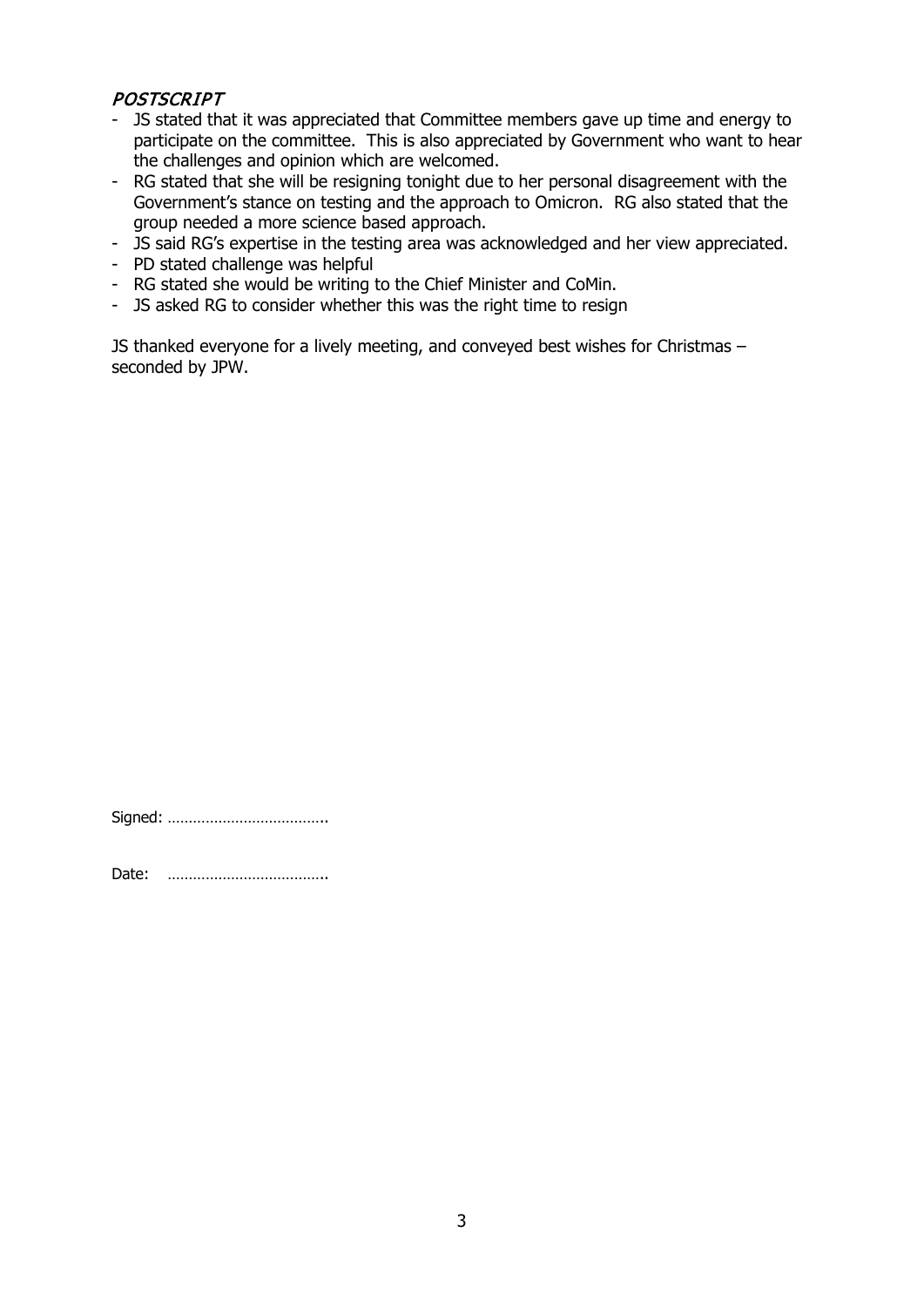## *POSTSCRIPT*

- JS stated that it was appreciated that Committee members gave up time and energy to participate on the committee. This is also appreciated by Government who want to hear the challenges and opinion which are welcomed.
- RG stated that she will be resigning tonight due to her personal disagreement with the Government's stance on testing and the approach to Omicron. RG also stated that the group needed a more science based approach.
- JS said RG's expertise in the testing area was acknowledged and her view appreciated.
- PD stated challenge was helpful
- RG stated she would be writing to the Chief Minister and CoMin.
- JS asked RG to consider whether this was the right time to resign

JS thanked everyone for a lively meeting, and conveyed best wishes for Christmas – seconded by JPW.

Signed: ………………………………..

Date: ………………………………..